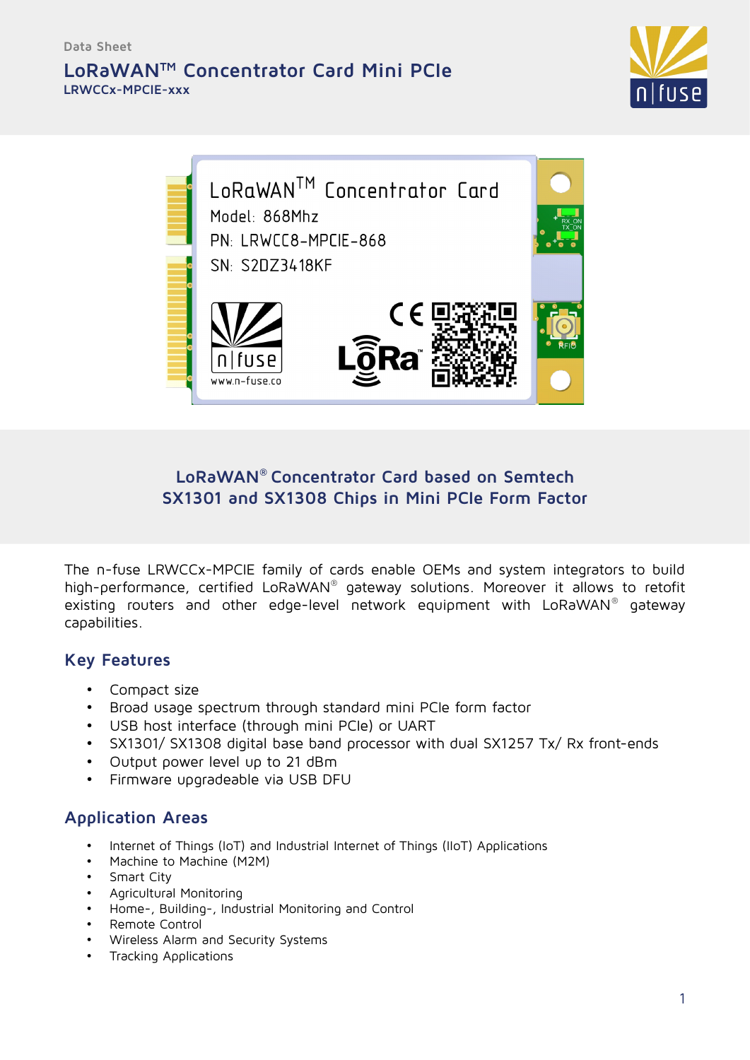Data Sheet

# LoRaWAN™ Concentrator Card Mini PCIe

**LRWCCx-MPCIE-xxx**

## LoRaWAN® Concentrator Card based on Semtech SX1301 and SX1308 Chips in Mini PCIe Form Factor

The n-fuse LRWCCx-MPCIE family of cards enable OEMs and system integrators to build high-performance, certified LoRaWAN® gateway solutions. Moreover it allows to retofit existing routers and other edge-level network equipment with LoRaWAN® gateway capabilities.

## Key Features

- Compact size
- Broad usage spectrum through standard mini PCIe form factor
- USB host interface (through mini PCIe) or UART
- SX1301/ SX1308 digital base band processor with dual SX1257 Tx/ Rx front-ends
- Output power level up to 21 dBm
- Firmware upgradeable via USB DFU

## Application Areas

- Internet of Things (IoT) and Industrial Internet of Things (IIoT) Applications
- Machine to Machine (M2M)
- Smart City
- Agricultural Monitoring
- Home-, Building-, Industrial Monitoring and Control
- Remote Control
- Wireless Alarm and Security Systems
- Tracking Applications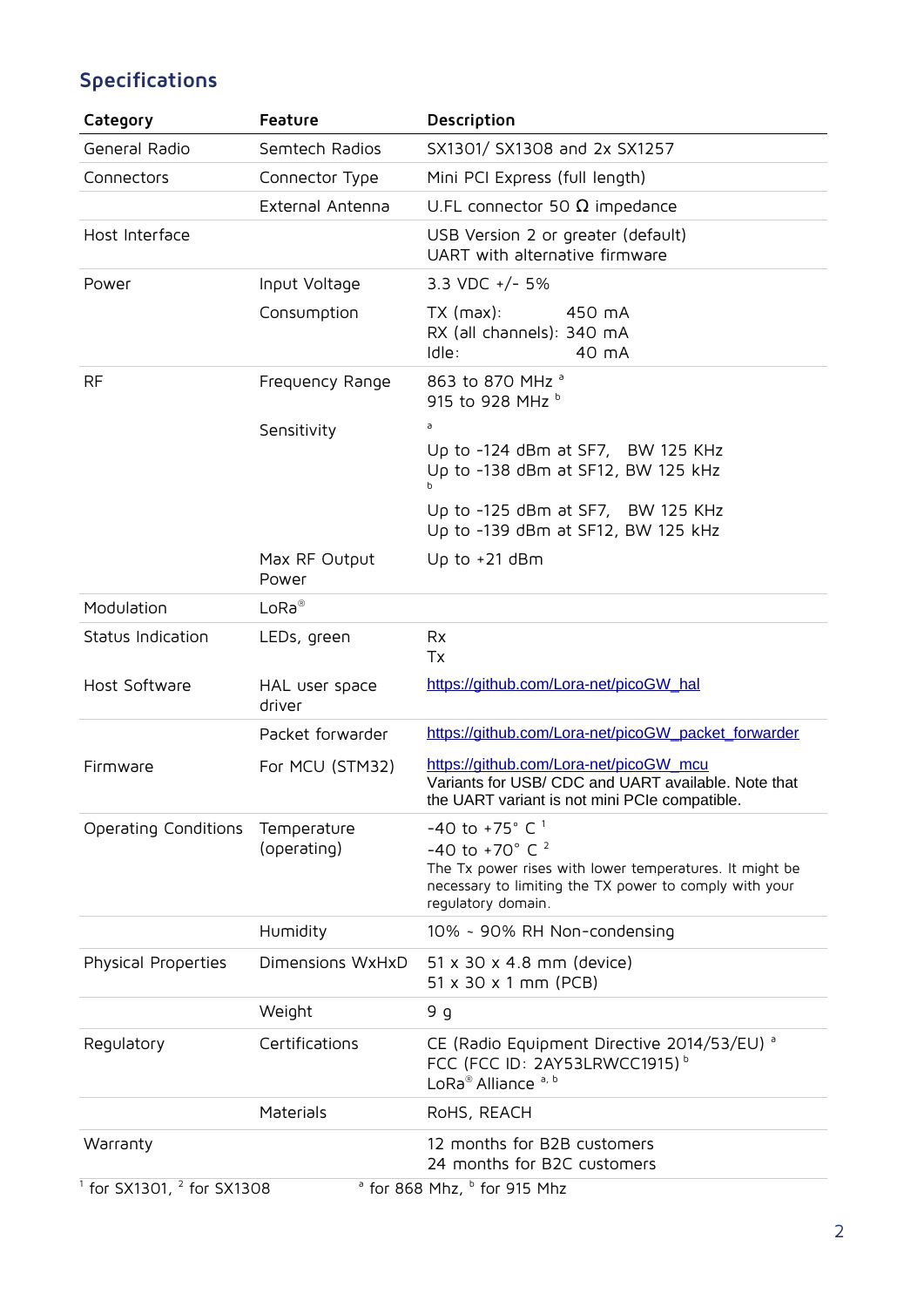## Specifications

| Category | Feature | Description |
|---|---|---|
| General Radio | Semtech Radios | SX1301/ SX1308 and 2x SX1257 |
| Connectors | Connector Type | Mini PCI Express (full length) |
| | External Antenna | U.FL connector 50 Ω impedance |
| Host Interface | | USB Version 2 or greater (default)<br>UART with alternative firmware |
| Power | Input Voltage | 3.3 VDC +/- 5% |
| | Consumption | TX (max): 450 mA<br>RX (all channels): 340 mA<br>Idle: 40 mA |
| RF | Frequency Range | 863 to 870 MHz [a]<br>915 to 928 MHz [b] |
| | Sensitivity | [a]<br>Up to -124 dBm at SF7, BW 125 KHz<br>Up to -138 dBm at SF12, BW 125 kHz<br>[b]<br>Up to -125 dBm at SF7, BW 125 KHz<br>Up to -139 dBm at SF12, BW 125 kHz |
| | Max RF Output Power | Up to +21 dBm |
| Modulation | LoRa® | |
| Status Indication | LEDs, green | Rx<br>Tx |
| Host Software | HAL user space driver | https://github.com/Lora-net/picoGW_hal |
| | Packet forwarder | https://github.com/Lora-net/picoGW_packet_forwarder |
| Firmware | For MCU (STM32) | https://github.com/Lora-net/picoGW_mcu<br>Variants for USB/ CDC and UART available. Note that the UART variant is not mini PCIe compatible. |
| Operating Conditions | Temperature (operating) | -40 to +75° C [1]<br>-40 to +70° C [2]<br>The Tx power rises with lower temperatures. It might be necessary to limiting the TX power to comply with your regulatory domain. |
| | Humidity | 10% ~ 90% RH Non-condensing |
| Physical Properties | Dimensions WxHxD | 51 x 30 x 4.8 mm (device)<br>51 x 30 x 1 mm (PCB) |
| | Weight | 9 g |
| Regulatory | Certifications | CE (Radio Equipment Directive 2014/53/EU) [a]<br>FCC (FCC ID: 2AY53LRWCC1915) [b]<br>LoRa® Alliance [a, b] |
| | Materials | RoHS, REACH |
| Warranty | | 12 months for B2B customers<br>24 months for B2C customers |

[1] for SX1301, [2] for SX1308 [a] for 868 Mhz, [b] for 915 Mhz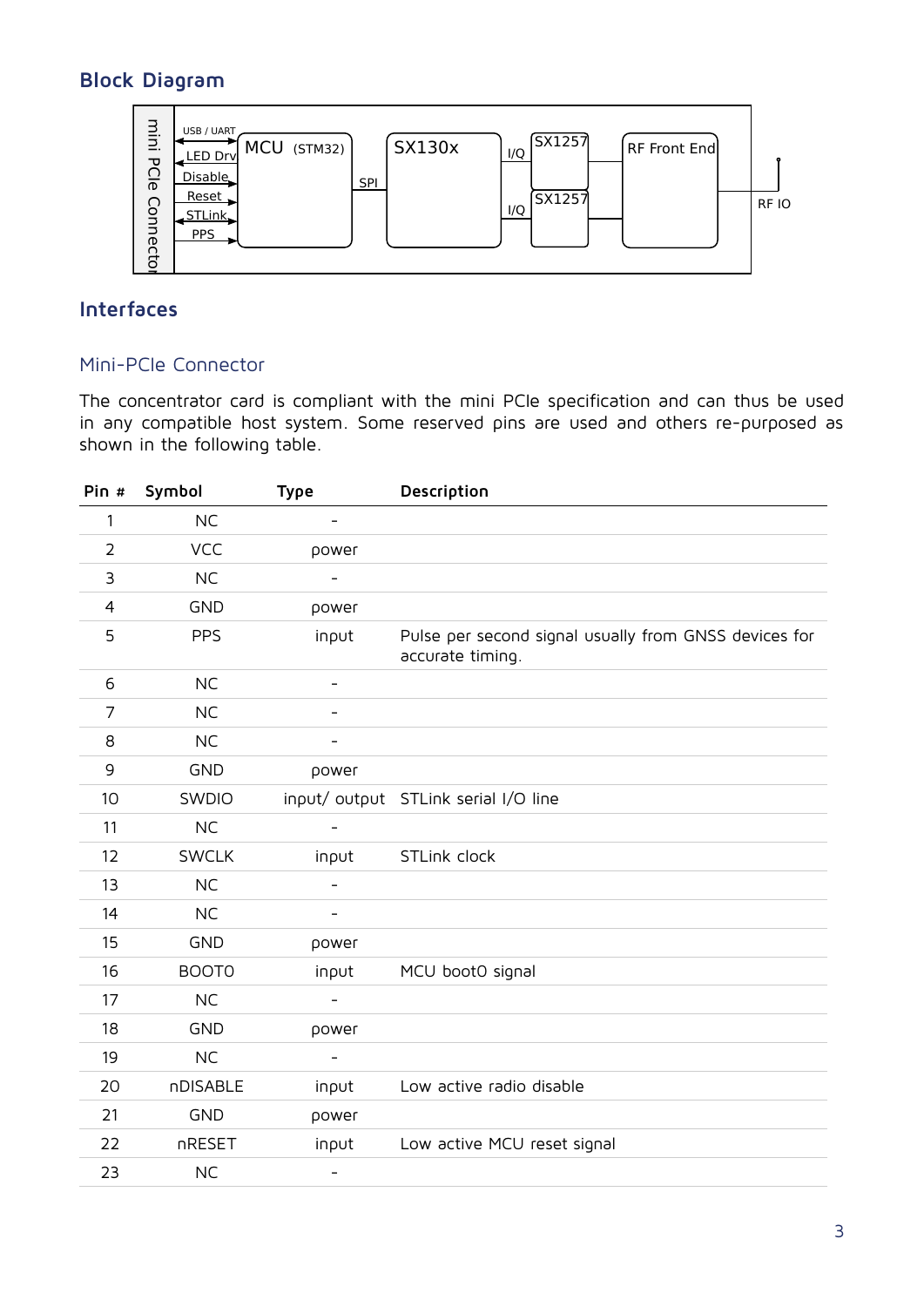## Block Diagram

## Interfaces

### Mini-PCIe Connector

The concentrator card is compliant with the mini PCIe specification and can thus be used in any compatible host system. Some reserved pins are used and others re-purposed as shown in the following table.

| Pin # | Symbol | Type | Description |
|---|---|---|---|
| 1 | NC | - | |
| 2 | VCC | power | |
| 3 | NC | - | |
| 4 | GND | power | |
| 5 | PPS | input | Pulse per second signal usually from GNSS devices for accurate timing. |
| 6 | NC | - | |
| 7 | NC | - | |
| 8 | NC | - | |
| 9 | GND | power | |
| 10 | SWDIO | input/ output | STLink serial I/O line |
| 11 | NC | - | |
| 12 | SWCLK | input | STLink clock |
| 13 | NC | - | |
| 14 | NC | - | |
| 15 | GND | power | |
| 16 | BOOT0 | input | MCU boot0 signal |
| 17 | NC | - | |
| 18 | GND | power | |
| 19 | NC | - | |
| 20 | nDISABLE | input | Low active radio disable |
| 21 | GND | power | |
| 22 | nRESET | input | Low active MCU reset signal |
| 23 | NC | - | |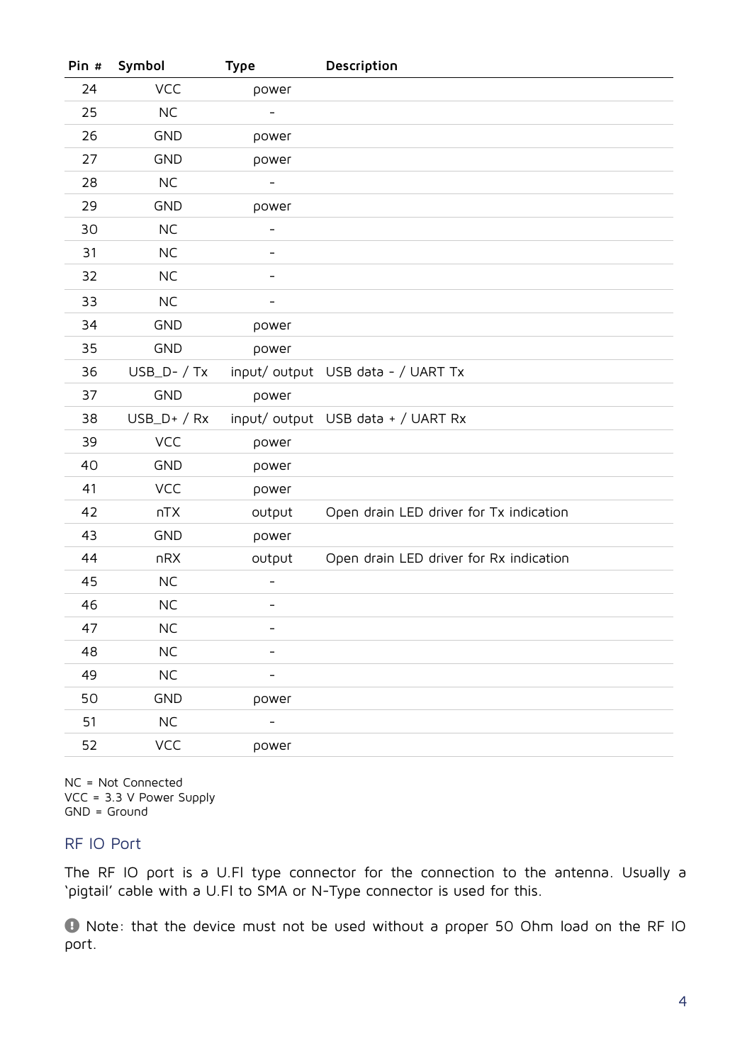| Pin # | Symbol | Type | Description |
|---|---|---|---|
| 24 | VCC | power | |
| 25 | NC | - | |
| 26 | GND | power | |
| 27 | GND | power | |
| 28 | NC | - | |
| 29 | GND | power | |
| 30 | NC | - | |
| 31 | NC | - | |
| 32 | NC | - | |
| 33 | NC | - | |
| 34 | GND | power | |
| 35 | GND | power | |
| 36 | USB_D- / Tx | input/ output | USB data - / UART Tx |
| 37 | GND | power | |
| 38 | USB_D+ / Rx | input/ output | USB data + / UART Rx |
| 39 | VCC | power | |
| 40 | GND | power | |
| 41 | VCC | power | |
| 42 | nTX | output | Open drain LED driver for Tx indication |
| 43 | GND | power | |
| 44 | nRX | output | Open drain LED driver for Rx indication |
| 45 | NC | - | |
| 46 | NC | - | |
| 47 | NC | - | |
| 48 | NC | - | |
| 49 | NC | - | |
| 50 | GND | power | |
| 51 | NC | - | |
| 52 | VCC | power | |

NC = Not Connected
VCC = 3.3 V Power Supply
GND = Ground

## RF IO Port

The RF IO port is a U.Fl type connector for the connection to the antenna. Usually a 'pigtail' cable with a U.Fl to SMA or N-Type connector is used for this.

❗ Note: that the device must not be used without a proper 50 Ohm load on the RF IO port.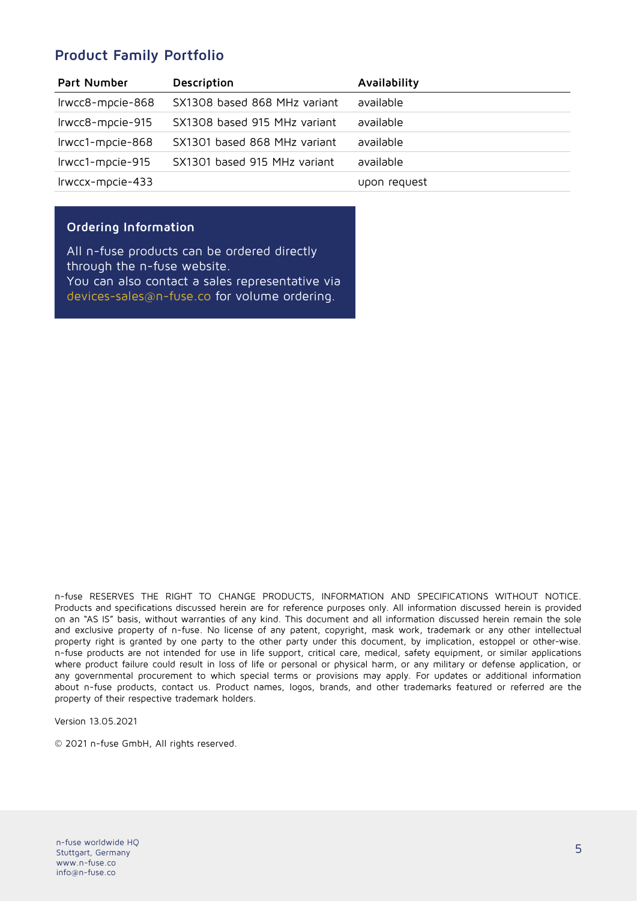## Product Family Portfolio

| Part Number | Description | Availability |
|---|---|---|
| lrwcc8-mpcie-868 | SX1308 based 868 MHz variant | available |
| lrwcc8-mpcie-915 | SX1308 based 915 MHz variant | available |
| lrwcc1-mpcie-868 | SX1301 based 868 MHz variant | available |
| lrwcc1-mpcie-915 | SX1301 based 915 MHz variant | available |
| lrwccx-mpcie-433 | | upon request |

### Ordering Information

All n-fuse products can be ordered directly through the n-fuse website.
You can also contact a sales representative via devices-sales@n-fuse.co for volume ordering.

n-fuse RESERVES THE RIGHT TO CHANGE PRODUCTS, INFORMATION AND SPECIFICATIONS WITHOUT NOTICE. Products and specifications discussed herein are for reference purposes only. All information discussed herein is provided on an "AS IS" basis, without warranties of any kind. This document and all information discussed herein remain the sole and exclusive property of n-fuse. No license of any patent, copyright, mask work, trademark or any other intellectual property right is granted by one party to the other party under this document, by implication, estoppel or other-wise. n-fuse products are not intended for use in life support, critical care, medical, safety equipment, or similar applications where product failure could result in loss of life or personal or physical harm, or any military or defense application, or any governmental procurement to which special terms or provisions may apply. For updates or additional information about n-fuse products, contact us. Product names, logos, brands, and other trademarks featured or referred are the property of their respective trademark holders.

Version 13.05.2021

© 2021 n-fuse GmbH, All rights reserved.

n-fuse worldwide HQ
Stuttgart, Germany
www.n-fuse.co
info@n-fuse.co